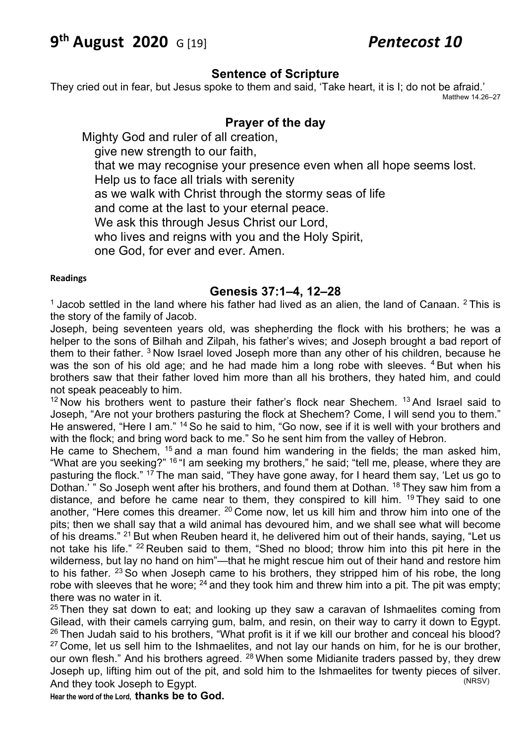# 9th August 2020 G [19] *Pentecost 10*

### Sentence of Scripture

They cried out in fear, but Jesus spoke to them and said, 'Take heart, it is I; do not be afraid.'

Matthew 14.26–27

### Prayer of the day

Mighty God and ruler of all creation,
give new strength to our faith,
that we may recognise your presence even when all hope seems lost.
Help us to face all trials with serenity
as we walk with Christ through the stormy seas of life
and come at the last to your eternal peace.
We ask this through Jesus Christ our Lord,
who lives and reigns with you and the Holy Spirit,
one God, for ever and ever. Amen.

**Readings**

### Genesis 37:1–4, 12–28

[1] Jacob settled in the land where his father had lived as an alien, the land of Canaan. [2] This is the story of the family of Jacob.

Joseph, being seventeen years old, was shepherding the flock with his brothers; he was a helper to the sons of Bilhah and Zilpah, his father's wives; and Joseph brought a bad report of them to their father. [3] Now Israel loved Joseph more than any other of his children, because he was the son of his old age; and he had made him a long robe with sleeves. [4] But when his brothers saw that their father loved him more than all his brothers, they hated him, and could not speak peaceably to him.

[12] Now his brothers went to pasture their father's flock near Shechem. [13] And Israel said to Joseph, "Are not your brothers pasturing the flock at Shechem? Come, I will send you to them." He answered, "Here I am." [14] So he said to him, "Go now, see if it is well with your brothers and with the flock; and bring word back to me." So he sent him from the valley of Hebron.

He came to Shechem, [15] and a man found him wandering in the fields; the man asked him, "What are you seeking?" [16] "I am seeking my brothers," he said; "tell me, please, where they are pasturing the flock." [17] The man said, "They have gone away, for I heard them say, 'Let us go to Dothan.' " So Joseph went after his brothers, and found them at Dothan. [18] They saw him from a distance, and before he came near to them, they conspired to kill him. [19] They said to one another, "Here comes this dreamer. [20] Come now, let us kill him and throw him into one of the pits; then we shall say that a wild animal has devoured him, and we shall see what will become of his dreams." [21] But when Reuben heard it, he delivered him out of their hands, saying, "Let us not take his life." [22] Reuben said to them, "Shed no blood; throw him into this pit here in the wilderness, but lay no hand on him"—that he might rescue him out of their hand and restore him to his father. [23] So when Joseph came to his brothers, they stripped him of his robe, the long robe with sleeves that he wore; [24] and they took him and threw him into a pit. The pit was empty; there was no water in it.

[25] Then they sat down to eat; and looking up they saw a caravan of Ishmaelites coming from Gilead, with their camels carrying gum, balm, and resin, on their way to carry it down to Egypt. [26] Then Judah said to his brothers, "What profit is it if we kill our brother and conceal his blood? [27] Come, let us sell him to the Ishmaelites, and not lay our hands on him, for he is our brother, our own flesh." And his brothers agreed. [28] When some Midianite traders passed by, they drew Joseph up, lifting him out of the pit, and sold him to the Ishmaelites for twenty pieces of silver. And they took Joseph to Egypt. (NRSV)

**Hear the word of the Lord, thanks be to God.**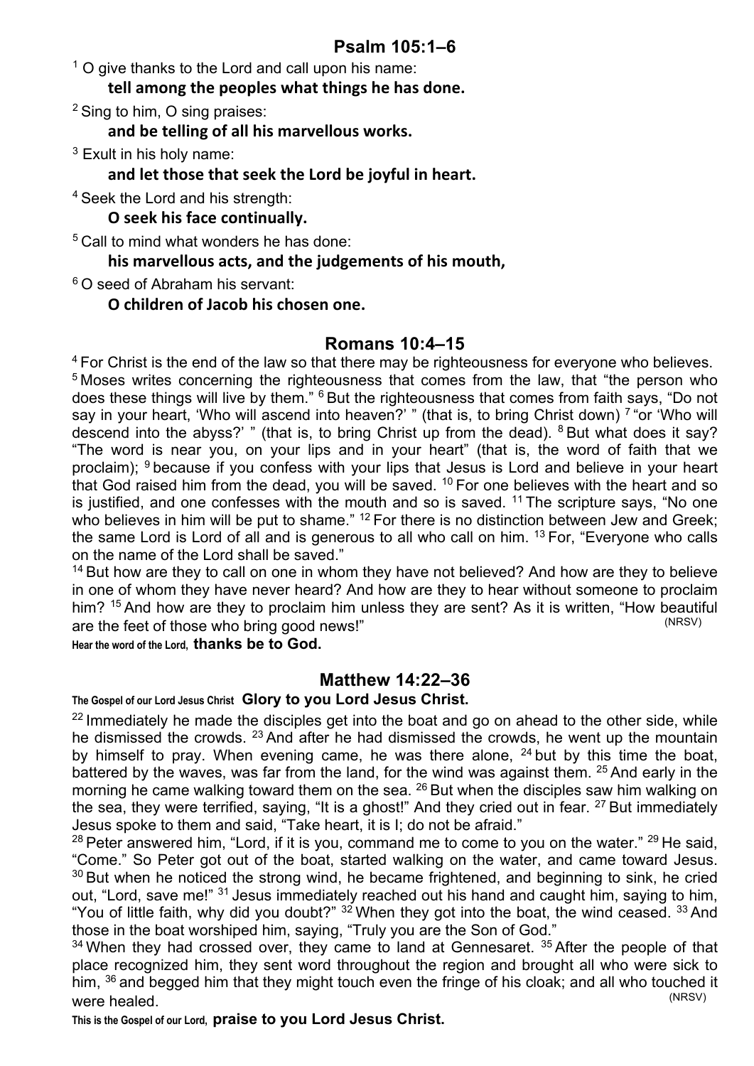## Psalm 105:1–6

[1] O give thanks to the Lord and call upon his name:

**tell among the peoples what things he has done.**

[2] Sing to him, O sing praises:

**and be telling of all his marvellous works.**

[3] Exult in his holy name:

**and let those that seek the Lord be joyful in heart.**

[4] Seek the Lord and his strength:

**O seek his face continually.**

[5] Call to mind what wonders he has done:

**his marvellous acts, and the judgements of his mouth,**

[6] O seed of Abraham his servant:

**O children of Jacob his chosen one.**

## Romans 10:4–15

[4] For Christ is the end of the law so that there may be righteousness for everyone who believes. [5] Moses writes concerning the righteousness that comes from the law, that "the person who does these things will live by them." [6] But the righteousness that comes from faith says, "Do not say in your heart, 'Who will ascend into heaven?' " (that is, to bring Christ down) [7] "or 'Who will descend into the abyss?' " (that is, to bring Christ up from the dead). [8] But what does it say? "The word is near you, on your lips and in your heart" (that is, the word of faith that we proclaim); [9] because if you confess with your lips that Jesus is Lord and believe in your heart that God raised him from the dead, you will be saved. [10] For one believes with the heart and so is justified, and one confesses with the mouth and so is saved. [11] The scripture says, "No one who believes in him will be put to shame." [12] For there is no distinction between Jew and Greek; the same Lord is Lord of all and is generous to all who call on him. [13] For, "Everyone who calls on the name of the Lord shall be saved."

[14] But how are they to call on one in whom they have not believed? And how are they to believe in one of whom they have never heard? And how are they to hear without someone to proclaim him? [15] And how are they to proclaim him unless they are sent? As it is written, "How beautiful are the feet of those who bring good news!" (NRSV)

Hear the word of the Lord, **thanks be to God.**

## Matthew 14:22–36

The Gospel of our Lord Jesus Christ **Glory to you Lord Jesus Christ.**

[22] Immediately he made the disciples get into the boat and go on ahead to the other side, while he dismissed the crowds. [23] And after he had dismissed the crowds, he went up the mountain by himself to pray. When evening came, he was there alone, [24] but by this time the boat, battered by the waves, was far from the land, for the wind was against them. [25] And early in the morning he came walking toward them on the sea. [26] But when the disciples saw him walking on the sea, they were terrified, saying, "It is a ghost!" And they cried out in fear. [27] But immediately Jesus spoke to them and said, "Take heart, it is I; do not be afraid."

[28] Peter answered him, "Lord, if it is you, command me to come to you on the water." [29] He said, "Come." So Peter got out of the boat, started walking on the water, and came toward Jesus. [30] But when he noticed the strong wind, he became frightened, and beginning to sink, he cried out, "Lord, save me!" [31] Jesus immediately reached out his hand and caught him, saying to him, "You of little faith, why did you doubt?" [32] When they got into the boat, the wind ceased. [33] And those in the boat worshiped him, saying, "Truly you are the Son of God."

[34] When they had crossed over, they came to land at Gennesaret. [35] After the people of that place recognized him, they sent word throughout the region and brought all who were sick to him, [36] and begged him that they might touch even the fringe of his cloak; and all who touched it were healed. (NRSV)

This is the Gospel of our Lord, **praise to you Lord Jesus Christ.**